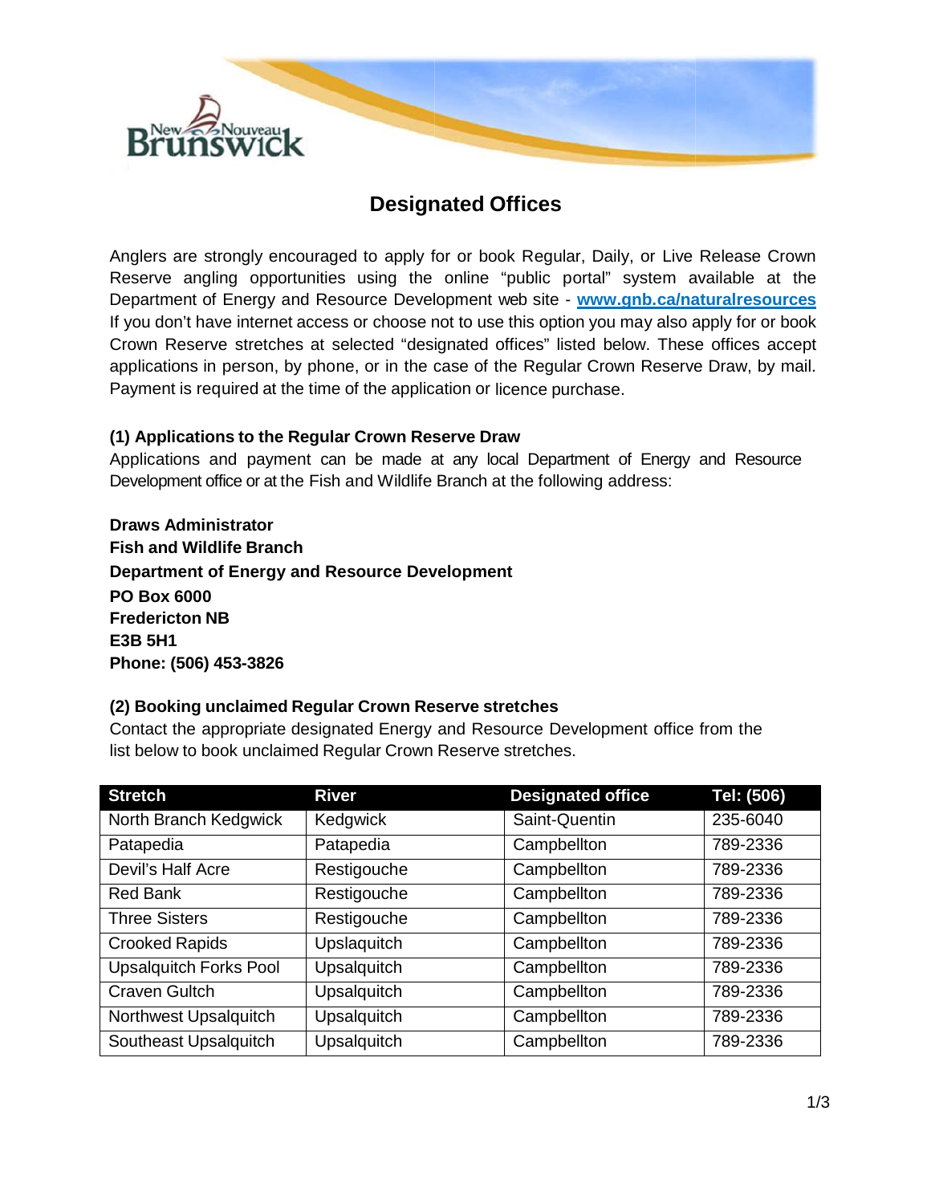# Designated Offices

Anglers are strongly encouraged to apply for or book Regular, Daily, or Live Release Crown Reserve angling opportunities using the online "public portal" system available at the Department of Energy and Resource Development web site - **www.gnb.ca/naturalresources** If you don't have internet access or choose not to use this option you may also apply for or book Crown Reserve stretches at selected "designated offices" listed below. These offices accept applications in person, by phone, or in the case of the Regular Crown Reserve Draw, by mail. Payment is required at the time of the application or licence purchase.

### (1) Applications to the Regular Crown Reserve Draw

Applications and payment can be made at any local Department of Energy and Resource Development office or at the Fish and Wildlife Branch at the following address:

**Draws Administrator**
**Fish and Wildlife Branch**
**Department of Energy and Resource Development**
**PO Box 6000**
**Fredericton NB**
**E3B 5H1**
**Phone: (506) 453-3826**

### (2) Booking unclaimed Regular Crown Reserve stretches

Contact the appropriate designated Energy and Resource Development office from the list below to book unclaimed Regular Crown Reserve stretches.

| Stretch | River | Designated office | Tel: (506) |
|---|---|---|---|
| North Branch Kedgwick | Kedgwick | Saint-Quentin | 235-6040 |
| Patapedia | Patapedia | Campbellton | 789-2336 |
| Devil's Half Acre | Restigouche | Campbellton | 789-2336 |
| Red Bank | Restigouche | Campbellton | 789-2336 |
| Three Sisters | Restigouche | Campbellton | 789-2336 |
| Crooked Rapids | Upslaquitch | Campbellton | 789-2336 |
| Upsalquitch Forks Pool | Upsalquitch | Campbellton | 789-2336 |
| Craven Gultch | Upsalquitch | Campbellton | 789-2336 |
| Northwest Upsalquitch | Upsalquitch | Campbellton | 789-2336 |
| Southeast Upsalquitch | Upsalquitch | Campbellton | 789-2336 |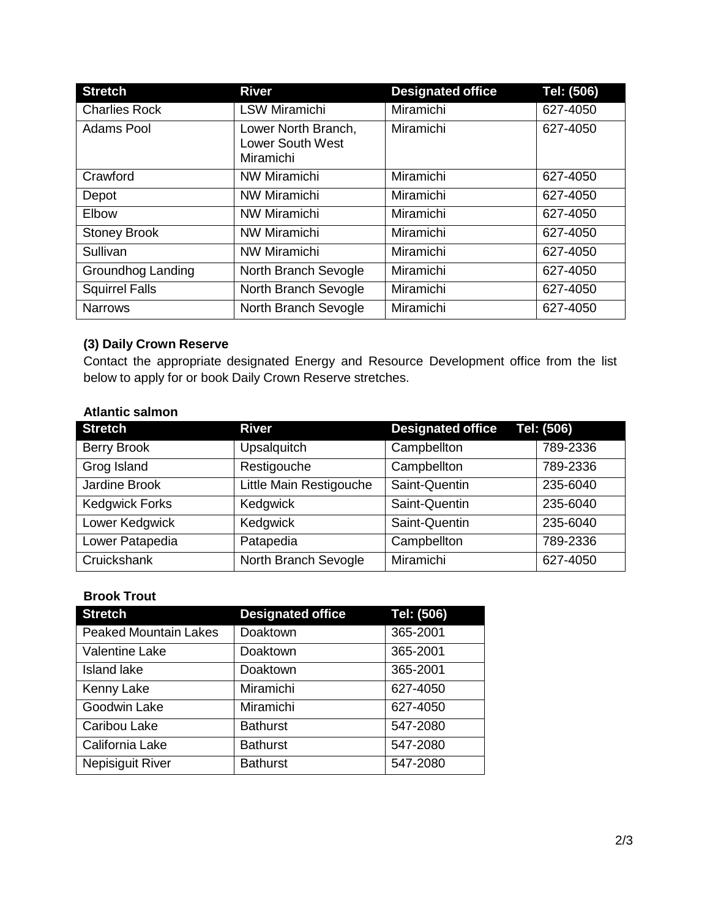| Stretch | River | Designated office | Tel: (506) |
|---|---|---|---|
| Charlies Rock | LSW Miramichi | Miramichi | 627-4050 |
| Adams Pool | Lower North Branch, Lower South West Miramichi | Miramichi | 627-4050 |
| Crawford | NW Miramichi | Miramichi | 627-4050 |
| Depot | NW Miramichi | Miramichi | 627-4050 |
| Elbow | NW Miramichi | Miramichi | 627-4050 |
| Stoney Brook | NW Miramichi | Miramichi | 627-4050 |
| Sullivan | NW Miramichi | Miramichi | 627-4050 |
| Groundhog Landing | North Branch Sevogle | Miramichi | 627-4050 |
| Squirrel Falls | North Branch Sevogle | Miramichi | 627-4050 |
| Narrows | North Branch Sevogle | Miramichi | 627-4050 |

### (3) Daily Crown Reserve

Contact the appropriate designated Energy and Resource Development office from the list below to apply for or book Daily Crown Reserve stretches.

**Atlantic salmon**

| Stretch | River | Designated office | Tel: (506) |
|---|---|---|---|
| Berry Brook | Upsalquitch | Campbellton | 789-2336 |
| Grog Island | Restigouche | Campbellton | 789-2336 |
| Jardine Brook | Little Main Restigouche | Saint-Quentin | 235-6040 |
| Kedgwick Forks | Kedgwick | Saint-Quentin | 235-6040 |
| Lower Kedgwick | Kedgwick | Saint-Quentin | 235-6040 |
| Lower Patapedia | Patapedia | Campbellton | 789-2336 |
| Cruickshank | North Branch Sevogle | Miramichi | 627-4050 |

**Brook Trout**

| Stretch | Designated office | Tel: (506) |
|---|---|---|
| Peaked Mountain Lakes | Doaktown | 365-2001 |
| Valentine Lake | Doaktown | 365-2001 |
| Island lake | Doaktown | 365-2001 |
| Kenny Lake | Miramichi | 627-4050 |
| Goodwin Lake | Miramichi | 627-4050 |
| Caribou Lake | Bathurst | 547-2080 |
| California Lake | Bathurst | 547-2080 |
| Nepisiguit River | Bathurst | 547-2080 |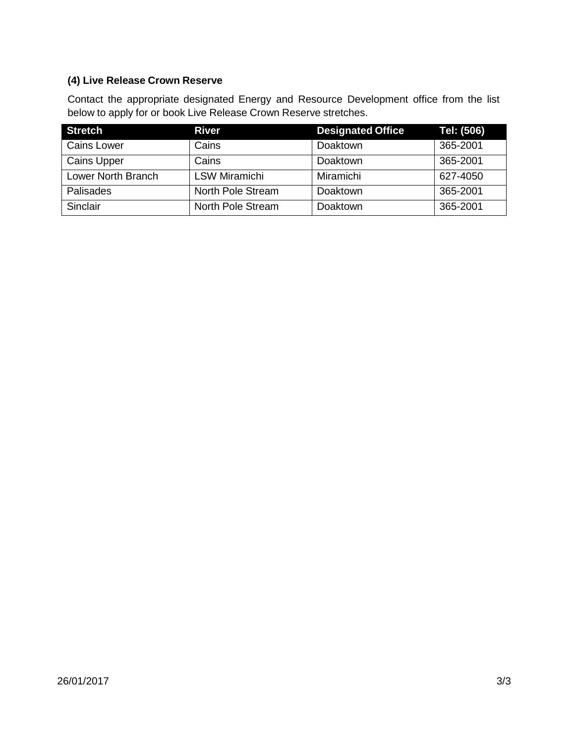### (4) Live Release Crown Reserve

Contact the appropriate designated Energy and Resource Development office from the list below to apply for or book Live Release Crown Reserve stretches.

| Stretch | River | Designated Office | Tel: (506) |
|---|---|---|---|
| Cains Lower | Cains | Doaktown | 365-2001 |
| Cains Upper | Cains | Doaktown | 365-2001 |
| Lower North Branch | LSW Miramichi | Miramichi | 627-4050 |
| Palisades | North Pole Stream | Doaktown | 365-2001 |
| Sinclair | North Pole Stream | Doaktown | 365-2001 |

26/01/2017